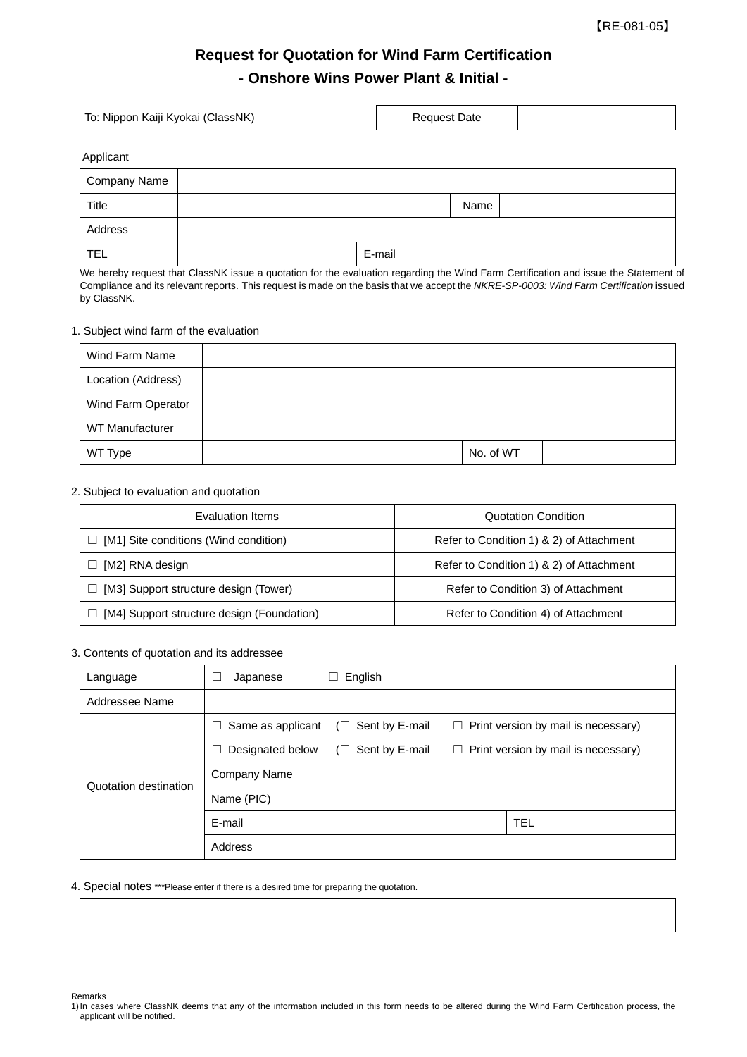【RE-081-05】

# Request for Quotation for Wind Farm Certification

## - Onshore Wins Power Plant & Initial -

| To: Nippon Kaiji Kyokai (ClassNK) | Request Date | |
|---|---|---|

Applicant

| Company Name | | | |
|---|---|---|---|
| Title | | Name | |
| Address | | | |
| TEL | | E-mail | |

We hereby request that ClassNK issue a quotation for the evaluation regarding the Wind Farm Certification and issue the Statement of Compliance and its relevant reports. This request is made on the basis that we accept the *NKRE-SP-0003: Wind Farm Certification* issued by ClassNK.

1. Subject wind farm of the evaluation

| Wind Farm Name | | | |
|---|---|---|---|
| Location (Address) | | | |
| Wind Farm Operator | | | |
| WT Manufacturer | | | |
| WT Type | | No. of WT | |

2. Subject to evaluation and quotation

| Evaluation Items | Quotation Condition |
|---|---|
| ☐ [M1] Site conditions (Wind condition) | Refer to Condition 1) & 2) of Attachment |
| ☐ [M2] RNA design | Refer to Condition 1) & 2) of Attachment |
| ☐ [M3] Support structure design (Tower) | Refer to Condition 3) of Attachment |
| ☐ [M4] Support structure design (Foundation) | Refer to Condition 4) of Attachment |

3. Contents of quotation and its addressee

| Language | ☐ Japanese ☐ English | | | |
|---|---|---|---|---|
| Addressee Name | | | | |
| Quotation destination | ☐ Same as applicant | (☐ Sent by E-mail ☐ Print version by mail is necessary) | | |
| | ☐ Designated below | (☐ Sent by E-mail ☐ Print version by mail is necessary) | | |
| | Company Name | | | |
| | Name (PIC) | | | |
| | E-mail | | TEL | |
| | Address | | | |

4. Special notes ***Please enter if there is a desired time for preparing the quotation.

| |
|---|
| |

Remarks

1) In cases where ClassNK deems that any of the information included in this form needs to be altered during the Wind Farm Certification process, the applicant will be notified.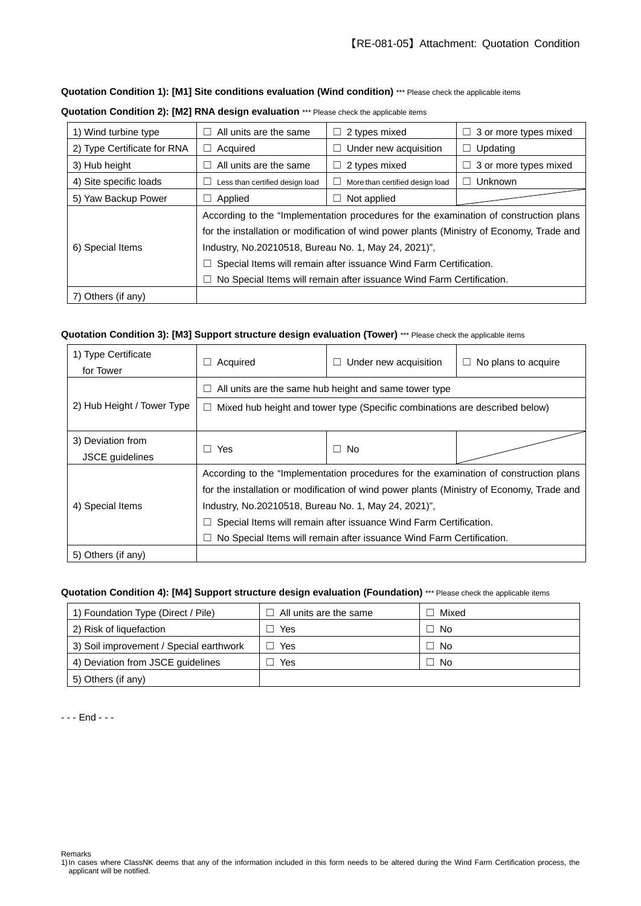【RE-081-05】Attachment: Quotation Condition

**Quotation Condition 1): [M1] Site conditions evaluation (Wind condition)** *** Please check the applicable items

**Quotation Condition 2): [M2] RNA design evaluation** *** Please check the applicable items

| | | | |
|---|---|---|---|
| 1) Wind turbine type | ☐ All units are the same | ☐ 2 types mixed | ☐ 3 or more types mixed |
| 2) Type Certificate for RNA | ☐ Acquired | ☐ Under new acquisition | ☐ Updating |
| 3) Hub height | ☐ All units are the same | ☐ 2 types mixed | ☐ 3 or more types mixed |
| 4) Site specific loads | ☐ Less than certified design load | ☐ More than certified design load | ☐ Unknown |
| 5) Yaw Backup Power | ☐ Applied | ☐ Not applied | |
| 6) Special Items | According to the “Implementation procedures for the examination of construction plans for the installation or modification of wind power plants (Ministry of Economy, Trade and Industry, No.20210518, Bureau No. 1, May 24, 2021)”,<br>☐ Special Items will remain after issuance Wind Farm Certification.<br>☐ No Special Items will remain after issuance Wind Farm Certification. | | |
| 7) Others (if any) | | | |

**Quotation Condition 3): [M3] Support structure design evaluation (Tower)** *** Please check the applicable items

| | | | |
|---|---|---|---|
| 1) Type Certificate for Tower | ☐ Acquired | ☐ Under new acquisition | ☐ No plans to acquire |
| 2) Hub Height / Tower Type | ☐ All units are the same hub height and same tower type<br>☐ Mixed hub height and tower type (Specific combinations are described below) | | |
| 3) Deviation from JSCE guidelines | ☐ Yes | ☐ No | |
| 4) Special Items | According to the “Implementation procedures for the examination of construction plans for the installation or modification of wind power plants (Ministry of Economy, Trade and Industry, No.20210518, Bureau No. 1, May 24, 2021)”,<br>☐ Special Items will remain after issuance Wind Farm Certification.<br>☐ No Special Items will remain after issuance Wind Farm Certification. | | |
| 5) Others (if any) | | | |

**Quotation Condition 4): [M4] Support structure design evaluation (Foundation)** *** Please check the applicable items

| | | |
|---|---|---|
| 1) Foundation Type (Direct / Pile) | ☐ All units are the same | ☐ Mixed |
| 2) Risk of liquefaction | ☐ Yes | ☐ No |
| 3) Soil improvement / Special earthwork | ☐ Yes | ☐ No |
| 4) Deviation from JSCE guidelines | ☐ Yes | ☐ No |
| 5) Others (if any) | | |

- - - End - - -

Remarks
1) In cases where ClassNK deems that any of the information included in this form needs to be altered during the Wind Farm Certification process, the applicant will be notified.